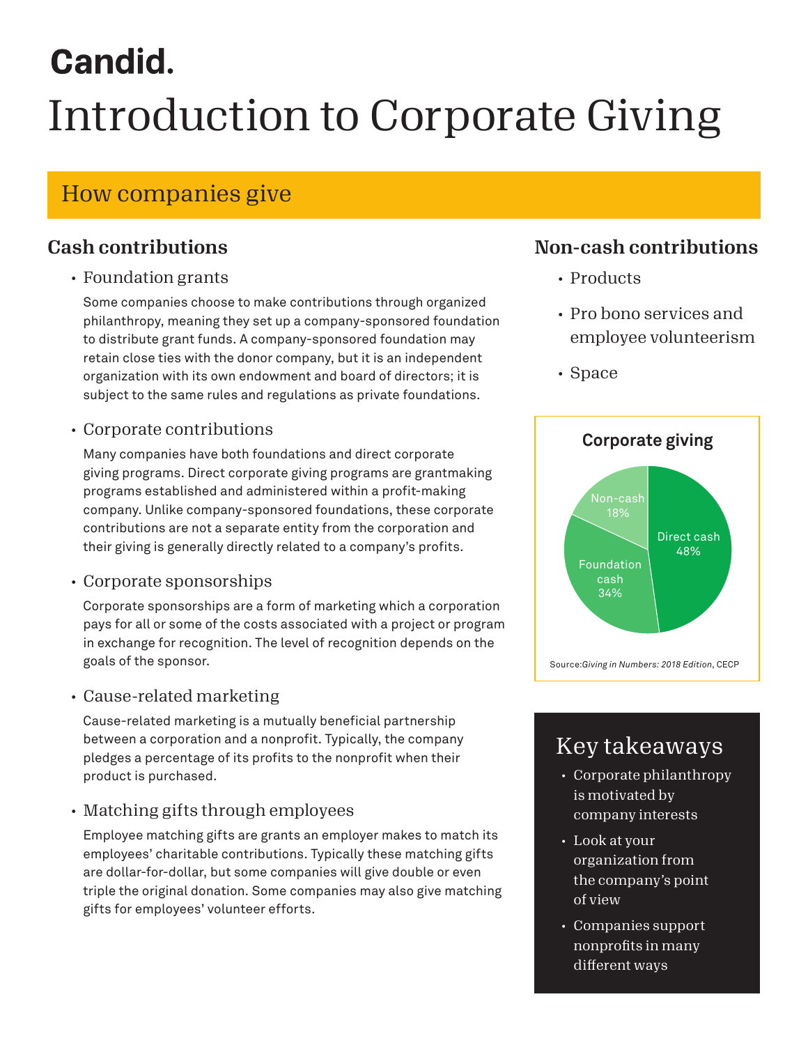Candid.

# Introduction to Corporate Giving

## How companies give

### Cash contributions

- Foundation grants

  Some companies choose to make contributions through organized philanthropy, meaning they set up a company-sponsored foundation to distribute grant funds. A company-sponsored foundation may retain close ties with the donor company, but it is an independent organization with its own endowment and board of directors; it is subject to the same rules and regulations as private foundations.

- Corporate contributions

  Many companies have both foundations and direct corporate giving programs. Direct corporate giving programs are grantmaking programs established and administered within a profit-making company. Unlike company-sponsored foundations, these corporate contributions are not a separate entity from the corporation and their giving is generally directly related to a company's profits.

- Corporate sponsorships

  Corporate sponsorships are a form of marketing which a corporation pays for all or some of the costs associated with a project or program in exchange for recognition. The level of recognition depends on the goals of the sponsor.

- Cause-related marketing

  Cause-related marketing is a mutually beneficial partnership between a corporation and a nonprofit. Typically, the company pledges a percentage of its profits to the nonprofit when their product is purchased.

- Matching gifts through employees

  Employee matching gifts are grants an employer makes to match its employees' charitable contributions. Typically these matching gifts are dollar-for-dollar, but some companies will give double or even triple the original donation. Some companies may also give matching gifts for employees' volunteer efforts.

### Non-cash contributions

- Products
- Pro bono services and employee volunteerism
- Space

**Corporate giving**

| Type | Share |
|---|---|
| Direct cash | 48% |
| Foundation cash | 34% |
| Non-cash | 18% |

Source: *Giving in Numbers: 2018 Edition*, CECP

### Key takeaways

- Corporate philanthropy is motivated by company interests
- Look at your organization from the company's point of view
- Companies support nonprofits in many different ways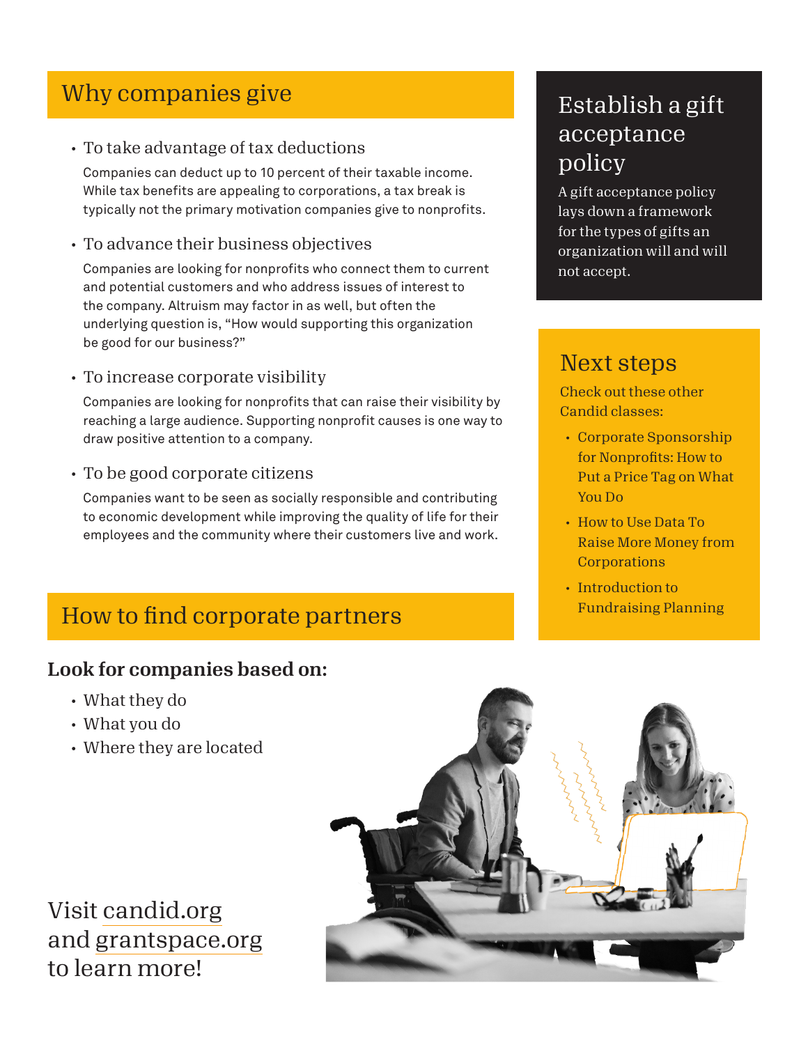## Why companies give

- To take advantage of tax deductions

  Companies can deduct up to 10 percent of their taxable income. While tax benefits are appealing to corporations, a tax break is typically not the primary motivation companies give to nonprofits.

- To advance their business objectives

  Companies are looking for nonprofits who connect them to current and potential customers and who address issues of interest to the company. Altruism may factor in as well, but often the underlying question is, "How would supporting this organization be good for our business?"

- To increase corporate visibility

  Companies are looking for nonprofits that can raise their visibility by reaching a large audience. Supporting nonprofit causes is one way to draw positive attention to a company.

- To be good corporate citizens

  Companies want to be seen as socially responsible and contributing to economic development while improving the quality of life for their employees and the community where their customers live and work.

## How to find corporate partners

**Look for companies based on:**

- What they do
- What you do
- Where they are located

Visit candid.org and grantspace.org to learn more!

## Establish a gift acceptance policy

A gift acceptance policy lays down a framework for the types of gifts an organization will and will not accept.

## Next steps

Check out these other Candid classes:

- Corporate Sponsorship for Nonprofits: How to Put a Price Tag on What You Do
- How to Use Data To Raise More Money from Corporations
- Introduction to Fundraising Planning